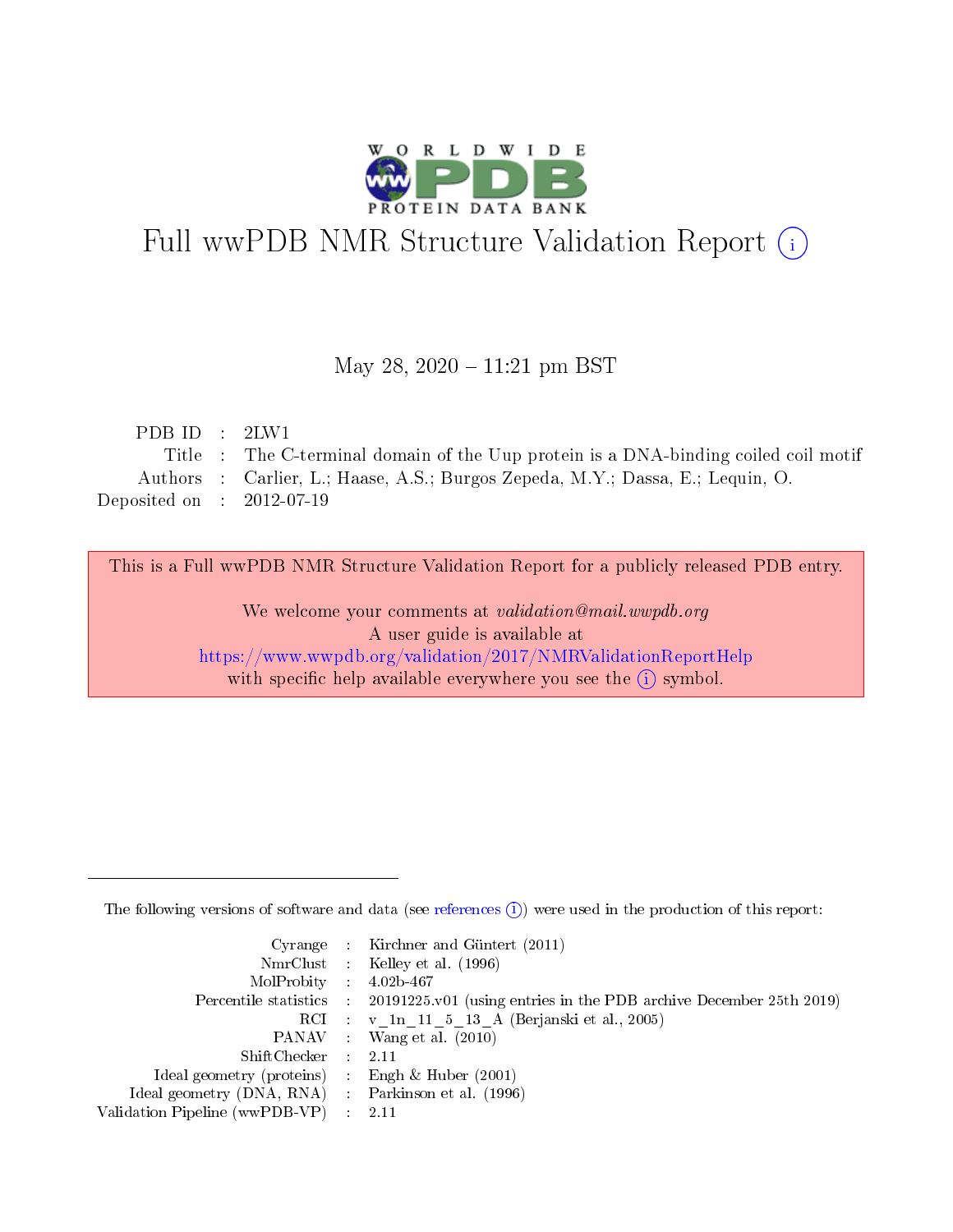# Full wwPDB NMR Structure Validation Report (i)

May 28, 2020 – 11:21 pm BST

| | | |
|---|---|---|
| PDB ID | : | 2LW1 |
| Title | : | The C-terminal domain of the Uup protein is a DNA-binding coiled coil motif |
| Authors | : | Carlier, L.; Haase, A.S.; Burgos Zepeda, M.Y.; Dassa, E.; Lequin, O. |
| Deposited on | : | 2012-07-19 |

This is a Full wwPDB NMR Structure Validation Report for a publicly released PDB entry.

We welcome your comments at *validation@mail.wwpdb.org*
A user guide is available at
https://www.wwpdb.org/validation/2017/NMRValidationReportHelp
with specific help available everywhere you see the (i) symbol.

The following versions of software and data (see references (i)) were used in the production of this report:

| | | |
|---|---|---|
| Cyrange | : | Kirchner and Güntert (2011) |
| NmrClust | : | Kelley et al. (1996) |
| MolProbity | : | 4.02b-467 |
| Percentile statistics | : | 20191225.v01 (using entries in the PDB archive December 25th 2019) |
| RCI | : | v_1n_11_5_13_A (Berjanski et al., 2005) |
| PANAV | : | Wang et al. (2010) |
| ShiftChecker | : | 2.11 |
| Ideal geometry (proteins) | : | Engh & Huber (2001) |
| Ideal geometry (DNA, RNA) | : | Parkinson et al. (1996) |
| Validation Pipeline (wwPDB-VP) | : | 2.11 |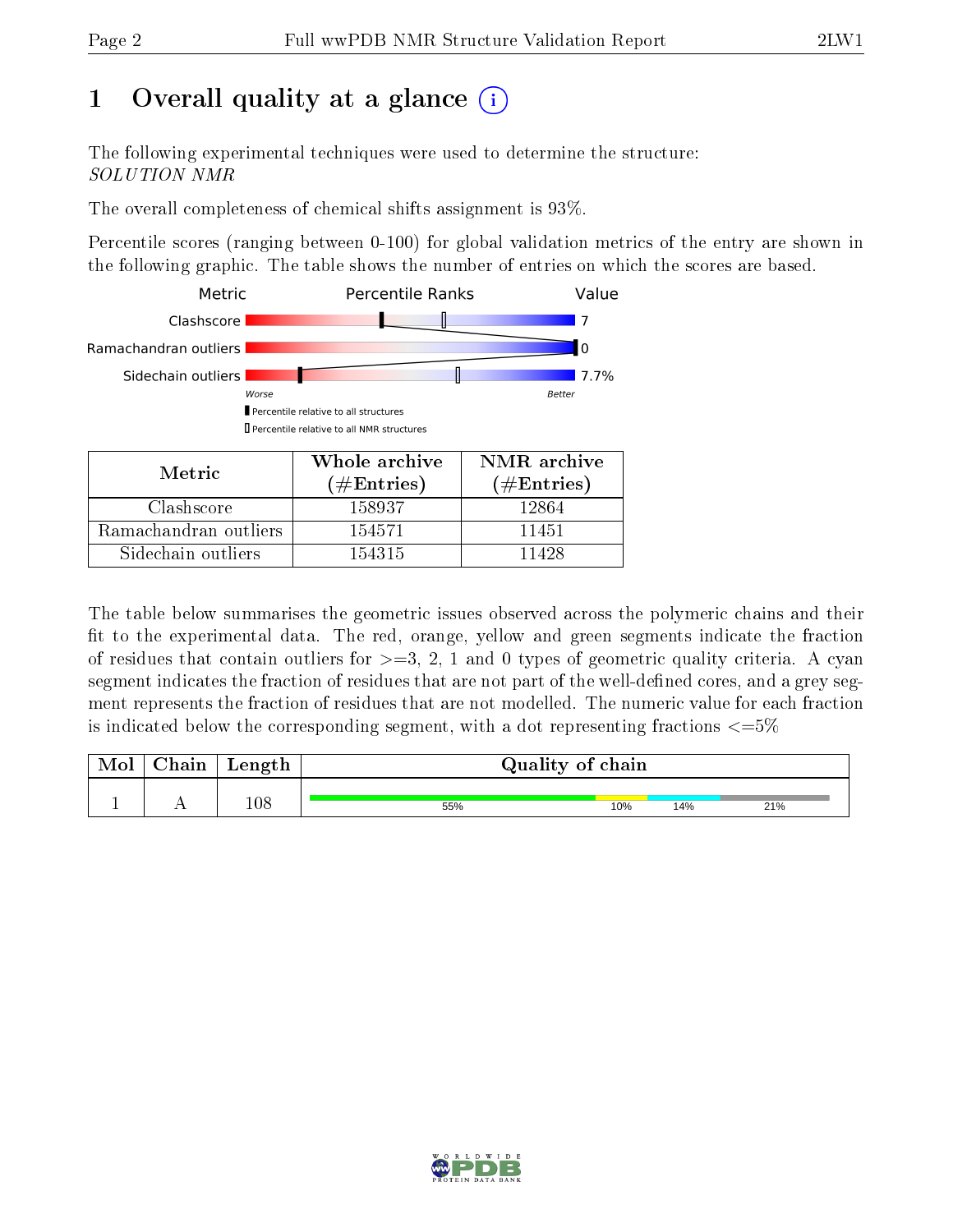# 1 Overall quality at a glance (i)

The following experimental techniques were used to determine the structure:
*SOLUTION NMR*

The overall completeness of chemical shifts assignment is 93%.

Percentile scores (ranging between 0-100) for global validation metrics of the entry are shown in the following graphic. The table shows the number of entries on which the scores are based.

Metric
Percentile Ranks
Value
Clashscore 7
Ramachandran outliers 0
Sidechain outliers 7.7%
Worse
Better
Percentile relative to all structures
Percentile relative to all NMR structures

| Metric | Whole archive (#Entries) | NMR archive (#Entries) |
|---|---|---|
| Clashscore | 158937 | 12864 |
| Ramachandran outliers | 154571 | 11451 |
| Sidechain outliers | 154315 | 11428 |

The table below summarises the geometric issues observed across the polymeric chains and their fit to the experimental data. The red, orange, yellow and green segments indicate the fraction of residues that contain outliers for >=3, 2, 1 and 0 types of geometric quality criteria. A cyan segment indicates the fraction of residues that are not part of the well-defined cores, and a grey segment represents the fraction of residues that are not modelled. The numeric value for each fraction is indicated below the corresponding segment, with a dot representing fractions <=5%

| Mol | Chain | Length | Quality of chain |
|---|---|---|---|
| 1 | A | 108 | 55% 10% 14% 21% |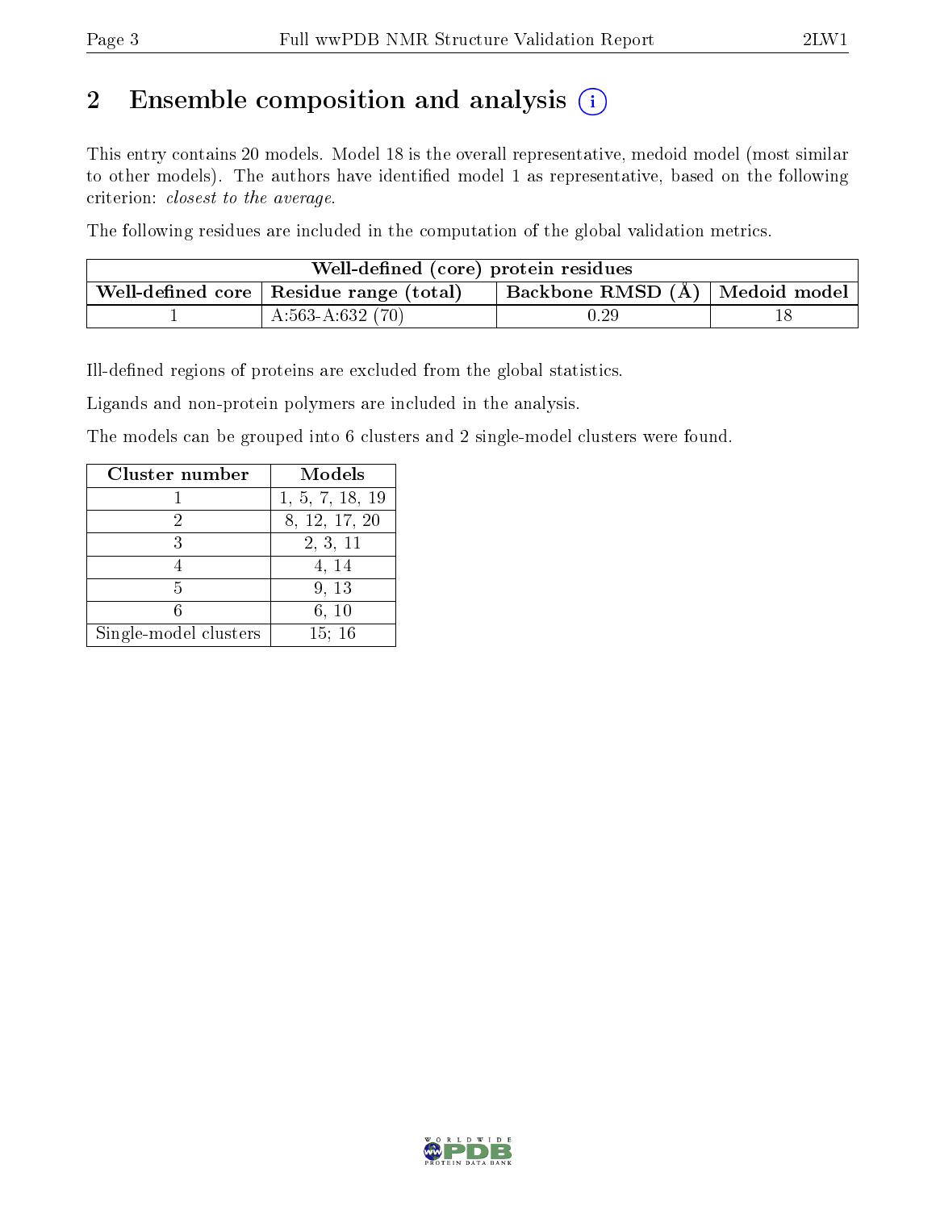# 2 Ensemble composition and analysis

This entry contains 20 models. Model 18 is the overall representative, medoid model (most similar to other models). The authors have identified model 1 as representative, based on the following criterion: *closest to the average*.

The following residues are included in the computation of the global validation metrics.

| Well-defined (core) protein residues | | | |
|---|---|---|---|
| Well-defined core | Residue range (total) | Backbone RMSD (Å) | Medoid model |
| 1 | A:563-A:632 (70) | 0.29 | 18 |

Ill-defined regions of proteins are excluded from the global statistics.

Ligands and non-protein polymers are included in the analysis.

The models can be grouped into 6 clusters and 2 single-model clusters were found.

| Cluster number | Models |
|---|---|
| 1 | 1, 5, 7, 18, 19 |
| 2 | 8, 12, 17, 20 |
| 3 | 2, 3, 11 |
| 4 | 4, 14 |
| 5 | 9, 13 |
| 6 | 6, 10 |
| Single-model clusters | 15; 16 |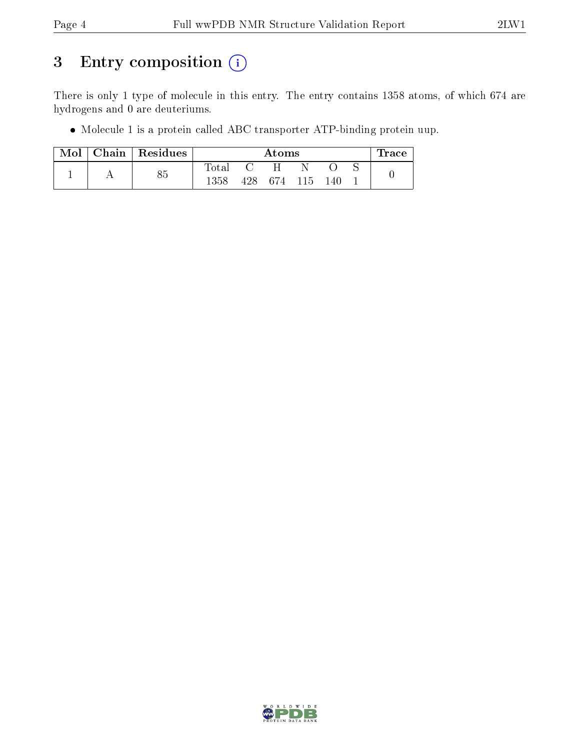# 3 Entry composition

There is only 1 type of molecule in this entry. The entry contains 1358 atoms, of which 674 are hydrogens and 0 are deuteriums.

- Molecule 1 is a protein called ABC transporter ATP-binding protein uup.

| Mol | Chain | Residues | Atoms | | | | | | Trace |
|---|---|---|---|---|---|---|---|---|---|
| | | | Total | C | H | N | O | S | |
| 1 | A | 85 | 1358 | 428 | 674 | 115 | 140 | 1 | 0 |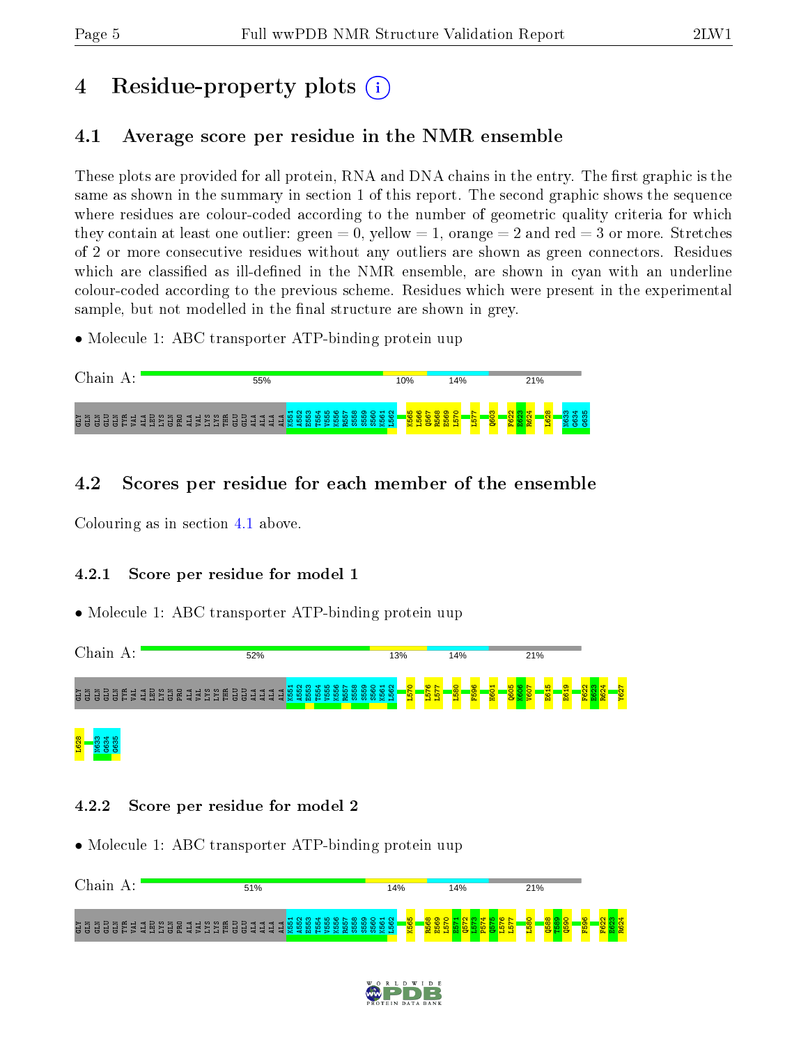# 4 Residue-property plots

## 4.1 Average score per residue in the NMR ensemble

These plots are provided for all protein, RNA and DNA chains in the entry. The first graphic is the same as shown in the summary in section 1 of this report. The second graphic shows the sequence where residues are colour-coded according to the number of geometric quality criteria for which they contain at least one outlier: green = 0, yellow = 1, orange = 2 and red = 3 or more. Stretches of 2 or more consecutive residues without any outliers are shown as green connectors. Residues which are classified as ill-defined in the NMR ensemble, are shown in cyan with an underline colour-coded according to the previous scheme. Residues which were present in the experimental sample, but not modelled in the final structure are shown in grey.

- Molecule 1: ABC transporter ATP-binding protein uup

Chain A: 55% 10% 14% 21%

GLY GLN GLN GLU GLN TYR VAL ALA LEU LYS GLN PRO ALA VAL LYS LYS THR GLU GLU ALA ALA ALA ALA K551 A552 E553 T554 V555 K556 R557 S558 S559 S560 K561 L562 K565 L566 Q567 R568 E569 L570 L577 Q603 F622 R623 R624 L628 N633 G634 G635

## 4.2 Scores per residue for each member of the ensemble

Colouring as in section 4.1 above.

### 4.2.1 Score per residue for model 1

- Molecule 1: ABC transporter ATP-binding protein uup

Chain A: 52% 13% 14% 21%

GLY GLN GLN GLU GLN TYR VAL ALA LEU LYS GLN PRO ALA VAL LYS LYS THR GLU GLU ALA ALA ALA ALA K551 A552 E553 T554 V555 K556 R557 S558 S559 S560 K561 L562 L570 L576 L577 L580 F596 H601 Q605 K606 V607 E615 E619 F622 R623 R624 Y627 L628 N633 G634 G635

### 4.2.2 Score per residue for model 2

- Molecule 1: ABC transporter ATP-binding protein uup

Chain A: 51% 14% 14% 21%

GLY GLN GLN GLU GLN TYR VAL ALA LEU LYS GLN PRO ALA VAL LYS LYS THR GLU GLU ALA ALA ALA ALA K551 A552 E553 T554 V555 K556 R557 S558 S559 S560 K561 L562 K565 R568 E569 L570 R571 Q572 L573 P574 Q575 L576 L577 L580 Q588 T589 Q590 F596 F622 R623 R624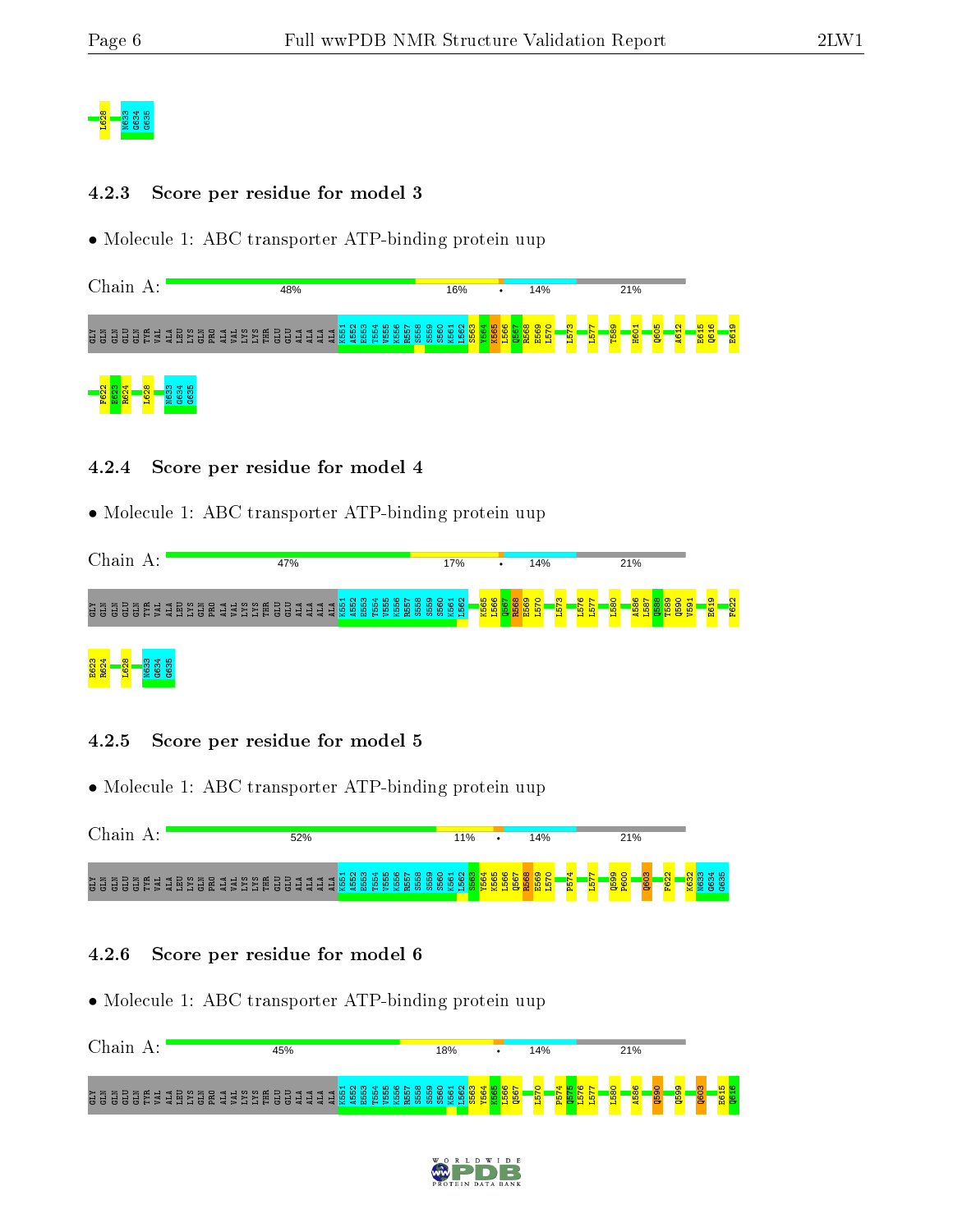L628 N633 G634 G635

### 4.2.3 Score per residue for model 3

- Molecule 1: ABC transporter ATP-binding protein uup

Chain A: 48% 16% • 14% 21%

GLY GLN GLN GLU GLN TYR VAL ALA LEU LYS GLN PRO ALA VAL LYS LYS THR GLU GLU ALA ALA ALA ALA K551 A552 E553 T554 V555 K556 R557 S558 S559 S560 K561 L562 S563 Y564 K565 L566 Q567 R568 E569 L570 L573 L577 T589 H601 Q605 A612 E615 Q616 E619

F622 E623 R624 L628 N633 G634 G635

### 4.2.4 Score per residue for model 4

- Molecule 1: ABC transporter ATP-binding protein uup

Chain A: 47% 17% • 14% 21%

GLY GLN GLN GLU GLN TYR VAL ALA LEU LYS GLN PRO ALA VAL LYS LYS THR GLU GLU ALA ALA ALA ALA K551 A552 E553 T554 V555 K556 R557 S558 S559 S560 K561 L562 K565 L566 Q567 R568 E569 L570 L573 L576 L577 L580 A586 L587 Q588 T589 Q590 V591 E619 F622

E623 R624 L628 N633 G634 G635

### 4.2.5 Score per residue for model 5

- Molecule 1: ABC transporter ATP-binding protein uup

Chain A: 52% 11% • 14% 21%

GLY GLN GLN GLU GLN TYR VAL ALA LEU LYS GLN PRO ALA VAL LYS LYS THR GLU GLU ALA ALA ALA ALA K551 A552 E553 T554 V555 K556 R557 S558 S559 S560 K561 L562 S563 Y564 K565 L566 Q567 R568 E569 L570 P574 L577 Q599 P600 Q603 F622 K632 N633 G634 G635

### 4.2.6 Score per residue for model 6

- Molecule 1: ABC transporter ATP-binding protein uup

Chain A: 45% 18% • 14% 21%

GLY GLN GLN GLU GLN TYR VAL ALA LEU LYS GLN PRO ALA VAL LYS LYS THR GLU GLU ALA ALA ALA ALA K551 A552 E553 T554 V555 K556 R557 S558 S559 S560 K561 L562 S563 Y564 K565 L566 Q567 L570 P574 Q575 L576 L577 L580 A586 Q590 Q599 Q603 E615 Q616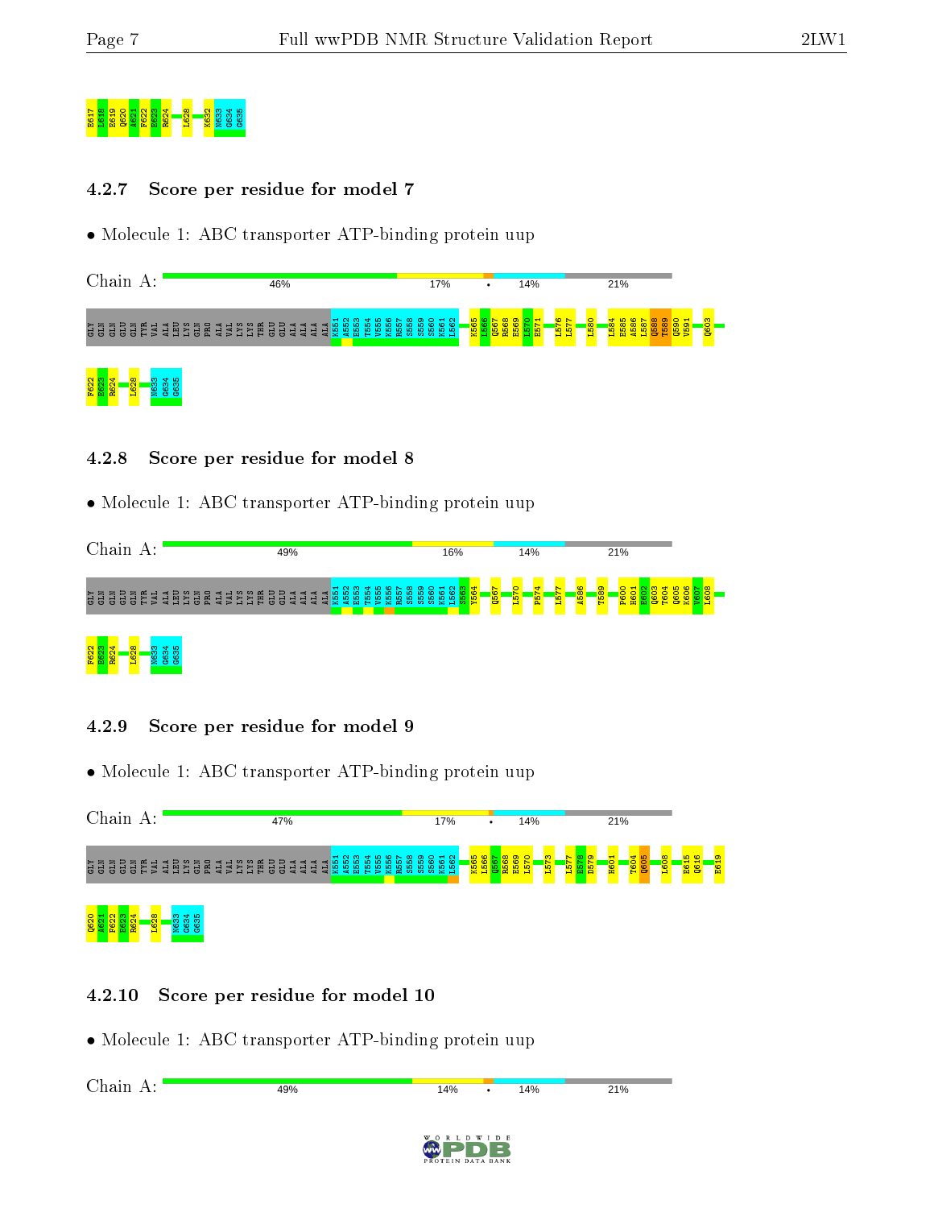E617 L618 E619 Q620 A621 F622 E623 R624 L628 K632 N633 G634 G635

### 4.2.7 Score per residue for model 7

- Molecule 1: ABC transporter ATP-binding protein uup

Chain A: 46% 17% • 14% 21%

GLY GLN GLN GLU GLN TYR VAL ALA LEU LYS GLN PRO ALA VAL LYS LYS THR GLU GLU ALA ALA ALA ALA K551 A552 E553 T554 V555 K556 R557 S558 S559 S560 K561 L562 K565 L566 Q567 R568 E569 L570 E571 L576 L577 L580 L584 E585 A586 L587 Q588 T589 Q590 V591 Q603 F622 E623 R624 L628 N633 G634 G635

### 4.2.8 Score per residue for model 8

- Molecule 1: ABC transporter ATP-binding protein uup

Chain A: 49% 16% 14% 21%

GLY GLN GLN GLU GLN TYR VAL ALA LEU LYS GLN PRO ALA VAL LYS LYS THR GLU GLU ALA ALA ALA ALA K551 A552 E553 T554 V555 K556 R557 S558 S559 S560 K561 L562 S563 Y564 Q567 L570 F574 L577 A586 T589 P600 H601 R602 Q603 T604 Q605 K606 V607 L608 F622 E623 R624 L628 N633 G634 G635

### 4.2.9 Score per residue for model 9

- Molecule 1: ABC transporter ATP-binding protein uup

Chain A: 47% 17% • 14% 21%

GLY GLN GLN GLU GLN TYR VAL ALA LEU LYS GLN PRO ALA VAL LYS LYS THR GLU GLU ALA ALA ALA ALA K551 A552 E553 T554 V555 K556 R557 S558 S559 S560 K561 L562 K565 L566 Q567 R568 E569 L570 L573 L577 E578 D579 H601 T604 Q605 L608 E615 Q616 E619 Q620 A621 F622 E623 R624 L628 N633 G634 G635

### 4.2.10 Score per residue for model 10

- Molecule 1: ABC transporter ATP-binding protein uup

Chain A: 49% 14% • 14% 21%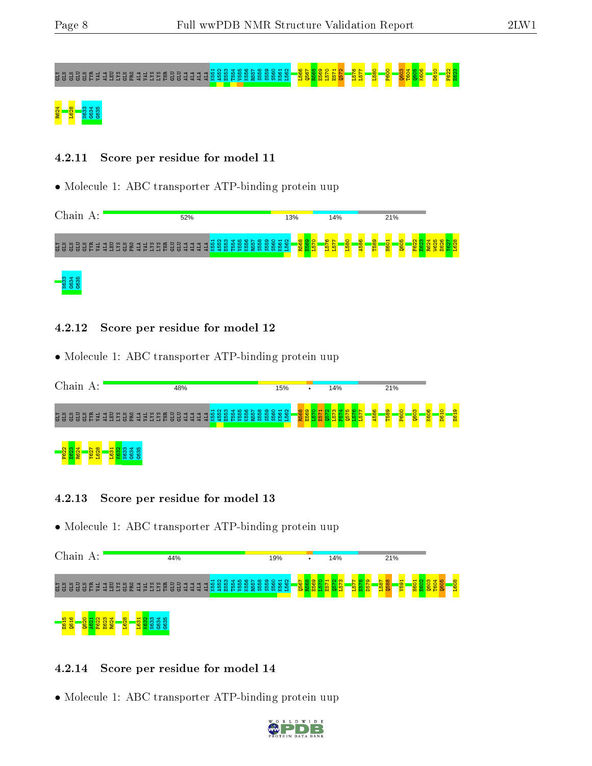GLY GLN GLN GLU GLN TYR VAL ALA LEU LYS GLN PRO ALA VAL LYS LYS THR GLU GLU ALA ALA ALA ALA K551 A552 E553 T554 V555 K556 R557 S558 S559 S560 K561 L562 L566 Q567 R568 E569 L570 E571 Q572 L576 L577 L580 P600 Q603 T604 Q605 K606 D610 F622 E623

R624 L628 N633 G634 G635

### 4.2.11 Score per residue for model 11

- Molecule 1: ABC transporter ATP-binding protein uup

Chain A:

52%

13%

14%

21%

GLY GLN GLN GLU GLN TYR VAL ALA LEU LYS GLN PRO ALA VAL LYS LYS THR GLU GLU ALA ALA ALA ALA K551 A552 E553 T554 V555 K556 R557 S558 S559 S560 K561 L562 R568 E569 L570 L576 L577 L580 A586 T589 H601 Q605 F622 E623 R624 W625 E626 Y627 L628

N633 G634 G635

### 4.2.12 Score per residue for model 12

- Molecule 1: ABC transporter ATP-binding protein uup

Chain A:

48%

15%

•

14%

21%

GLY GLN GLN GLU GLN TYR VAL ALA LEU LYS GLN PRO ALA VAL LYS LYS THR GLU GLU ALA ALA ALA ALA K551 A552 E553 T554 V555 K556 R557 S558 S559 S560 K561 L562 R568 E569 L570 E571 Q572 L573 P574 Q575 L576 L577 A586 T589 P600 Q603 K606 D610 E619

F622 E623 R624 Y627 L628 L631 K632 N633 G634 G635

### 4.2.13 Score per residue for model 13

- Molecule 1: ABC transporter ATP-binding protein uup

Chain A:

44%

19%

•

14%

21%

GLY GLN GLN GLU GLN TYR VAL ALA LEU LYS GLN PRO ALA VAL LYS LYS THR GLU GLU ALA ALA ALA ALA K551 A552 E553 T554 V555 K556 R557 S558 S559 S560 K561 L562 Q567 R568 E569 L570 E571 Q572 L573 L577 E578 D579 L587 Q588 V591 H601 E602 Q603 T604 Q605 L608

K615 Q616 Q620 A621 F622 E623 R624 L628 L631 K632 N633 G634 G635

### 4.2.14 Score per residue for model 14

- Molecule 1: ABC transporter ATP-binding protein uup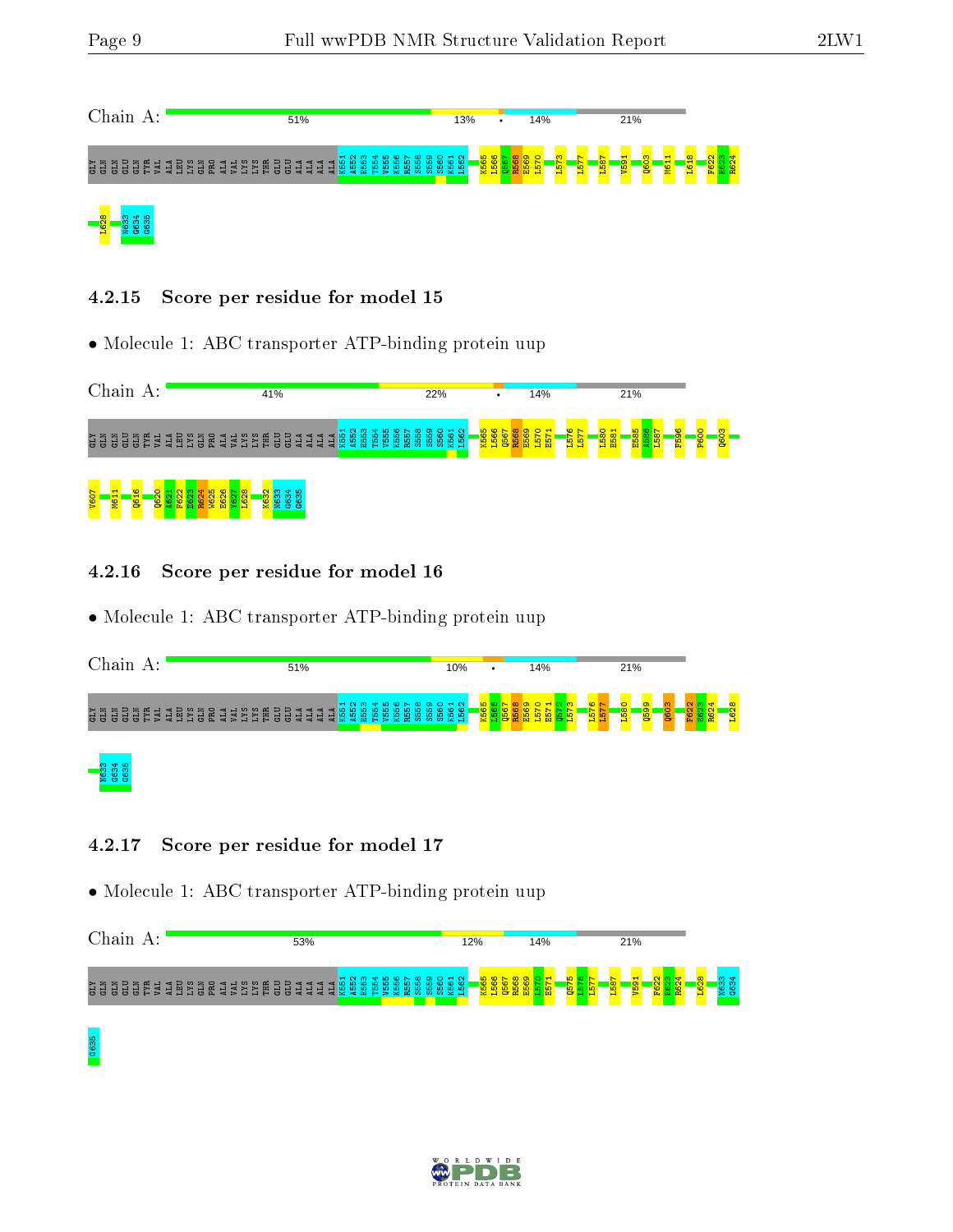Chain A:

51% 13% • 14% 21%

GLY GLN GLN GLU GLN TYR VAL ALA LEU LYS GLN PRO ALA VAL LYS LYS THR GLU GLU ALA ALA ALA ALA K551 A552 E553 T554 V555 K556 R557 S558 S559 S560 K561 L562 K565 L566 Q567 R568 E569 L570 L573 L577 L587 V591 Q603 M611 L618 F622 E623 R624 L628 N633 G634 G635

### 4.2.15 Score per residue for model 15

- Molecule 1: ABC transporter ATP-binding protein uup

Chain A:

41% 22% • 14% 21%

GLY GLN GLN GLU GLN TYR VAL ALA LEU LYS GLN PRO ALA VAL LYS LYS THR GLU GLU ALA ALA ALA ALA K551 A552 E553 T554 V555 K556 R557 S558 S559 S560 K561 L562 K565 L566 Q567 R568 E569 L570 E571 L576 L577 L580 E581 E585 A586 L587 F596 P600 Q603 V607 M611 Q616 Q620 A621 F622 E623 R624 W625 E626 Y627 L628 K632 N633 G634 G635

### 4.2.16 Score per residue for model 16

- Molecule 1: ABC transporter ATP-binding protein uup

Chain A:

51% 10% • 14% 21%

GLY GLN GLN GLU GLN TYR VAL ALA LEU LYS GLN PRO ALA VAL LYS LYS THR GLU GLU ALA ALA ALA ALA K551 A552 E553 T554 V555 K556 R557 S558 S559 S560 K561 L562 K565 L566 Q567 R568 E569 L570 E571 Q572 L573 L576 L577 L580 Q599 Q603 F622 E623 R624 L628 N633 G634 G635

### 4.2.17 Score per residue for model 17

- Molecule 1: ABC transporter ATP-binding protein uup

Chain A:

53% 12% 14% 21%

GLY GLN GLN GLU GLN TYR VAL ALA LEU LYS GLN PRO ALA VAL LYS LYS THR GLU GLU ALA ALA ALA ALA K551 A552 E553 T554 V555 K556 R557 S558 S559 S560 K561 L562 K565 L566 Q567 R568 E569 L570 E571 Q575 L576 L577 L587 V591 F622 E623 R624 L628 N633 G634 G635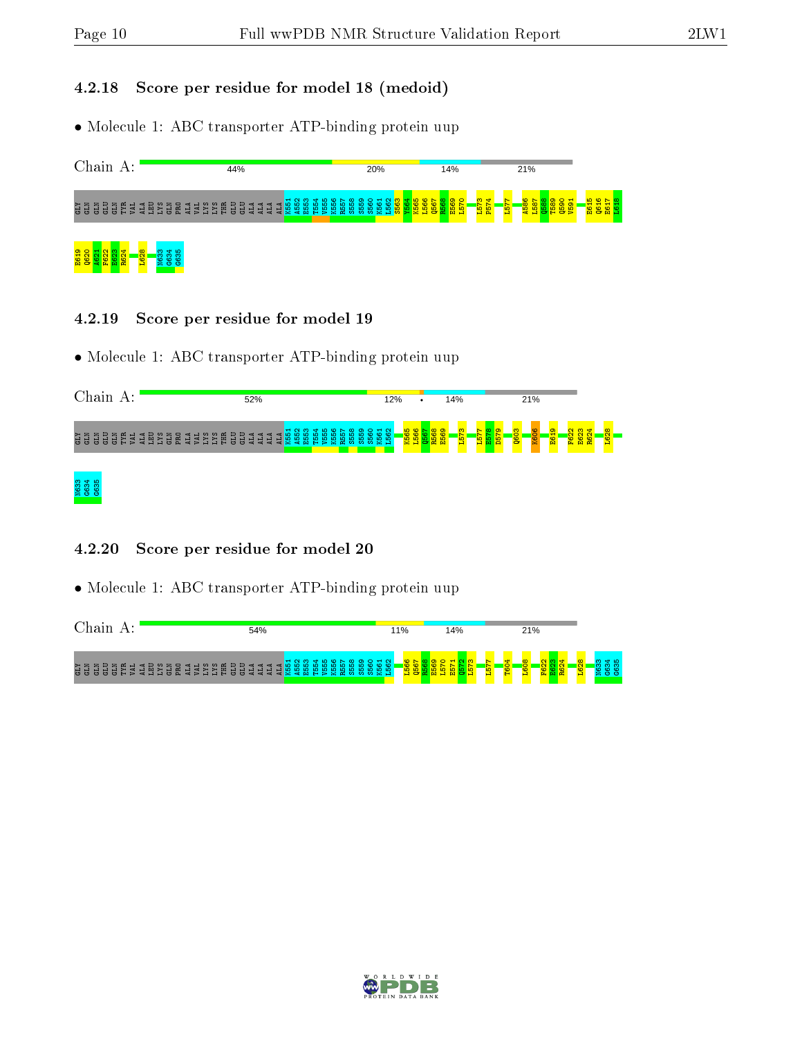### 4.2.18 Score per residue for model 18 (medoid)

- Molecule 1: ABC transporter ATP-binding protein uup

Chain A:

44%

20%

14%

21%

GLY GLN GLN GLU GLN TYR VAL ALA LEU LYS GLN PRO ALA VAL LYS LYS THR GLU GLU ALA ALA ALA ALA K551 A552 E553 T554 V555 K556 R557 S558 S559 S560 K561 L562 S563 Y564 K565 L566 Q567 R568 E569 L570 L573 P574 L577 A586 L587 Q588 T589 Q590 V591 E615 Q616 E617 L618 E619 Q620 A621 F622 E623 R624 L628 N633 G634 G635

### 4.2.19 Score per residue for model 19

- Molecule 1: ABC transporter ATP-binding protein uup

Chain A:

52%

12%

•

14%

21%

GLY GLN GLN GLU GLN TYR VAL ALA LEU LYS GLN PRO ALA VAL LYS LYS THR GLU GLU ALA ALA ALA ALA K551 A552 E553 T554 V555 K556 R557 S558 S559 S560 K561 L562 K565 L566 Q567 R568 E569 L573 L577 E578 D579 Q603 K606 E619 F622 E623 R624 L628 N633 G634 G635

### 4.2.20 Score per residue for model 20

- Molecule 1: ABC transporter ATP-binding protein uup

Chain A:

54%

11%

14%

21%

GLY GLN GLN GLU GLN TYR VAL ALA LEU LYS GLN PRO ALA VAL LYS LYS THR GLU GLU ALA ALA ALA ALA K551 A552 E553 T554 V555 K556 R557 S558 S559 S560 K561 L562 L566 Q567 R568 E569 L570 E571 Q572 L573 L577 T604 L608 F622 E623 R624 L628 N633 G634 G635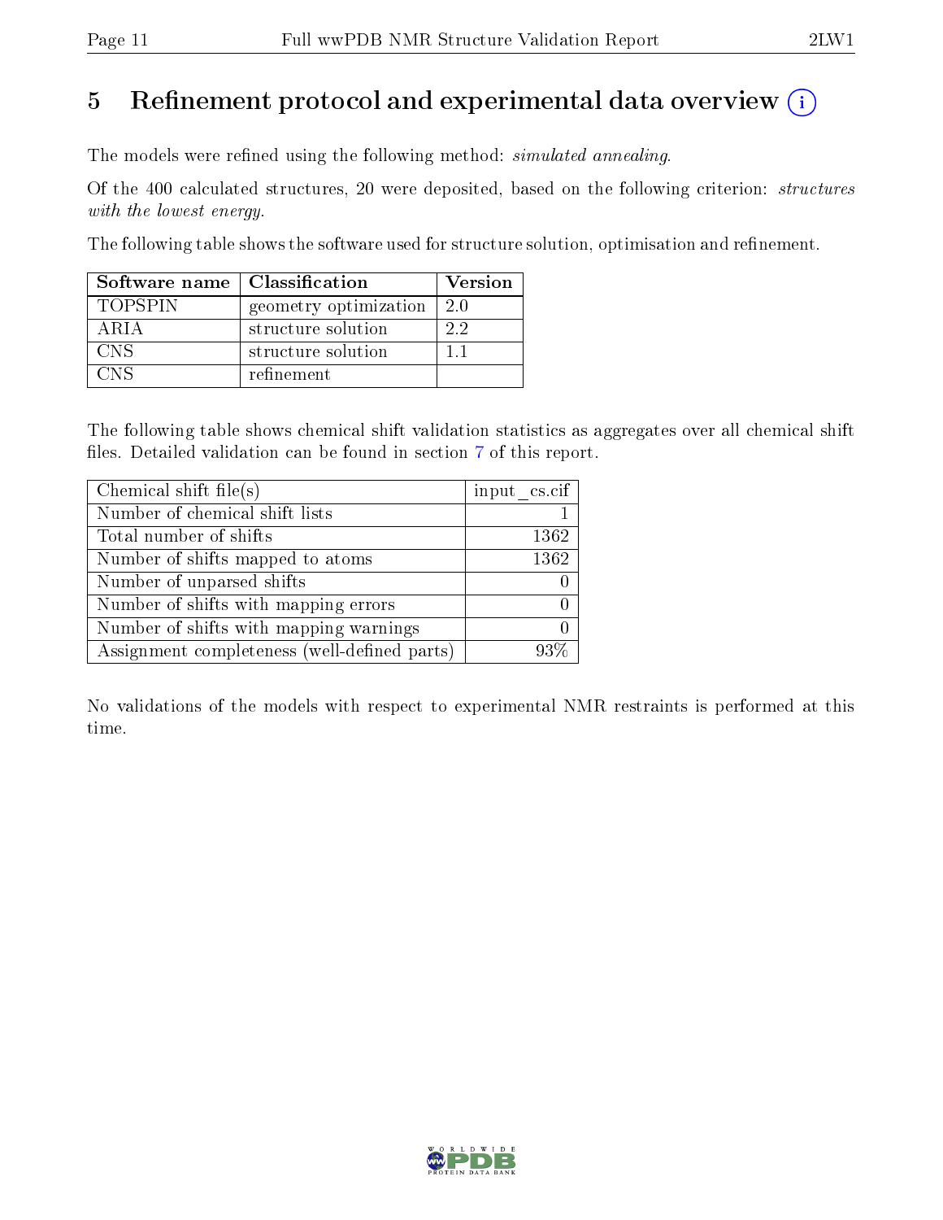# 5 Refinement protocol and experimental data overview (i)

The models were refined using the following method: *simulated annealing*.

Of the 400 calculated structures, 20 were deposited, based on the following criterion: *structures with the lowest energy*.

The following table shows the software used for structure solution, optimisation and refinement.

| Software name | Classification | Version |
|---|---|---|
| TOPSPIN | geometry optimization | 2.0 |
| ARIA | structure solution | 2.2 |
| CNS | structure solution | 1.1 |
| CNS | refinement | |

The following table shows chemical shift validation statistics as aggregates over all chemical shift files. Detailed validation can be found in section 7 of this report.

| Chemical shift file(s) | input_cs.cif |
|---|---|
| Number of chemical shift lists | 1 |
| Total number of shifts | 1362 |
| Number of shifts mapped to atoms | 1362 |
| Number of unparsed shifts | 0 |
| Number of shifts with mapping errors | 0 |
| Number of shifts with mapping warnings | 0 |
| Assignment completeness (well-defined parts) | 93% |

No validations of the models with respect to experimental NMR restraints is performed at this time.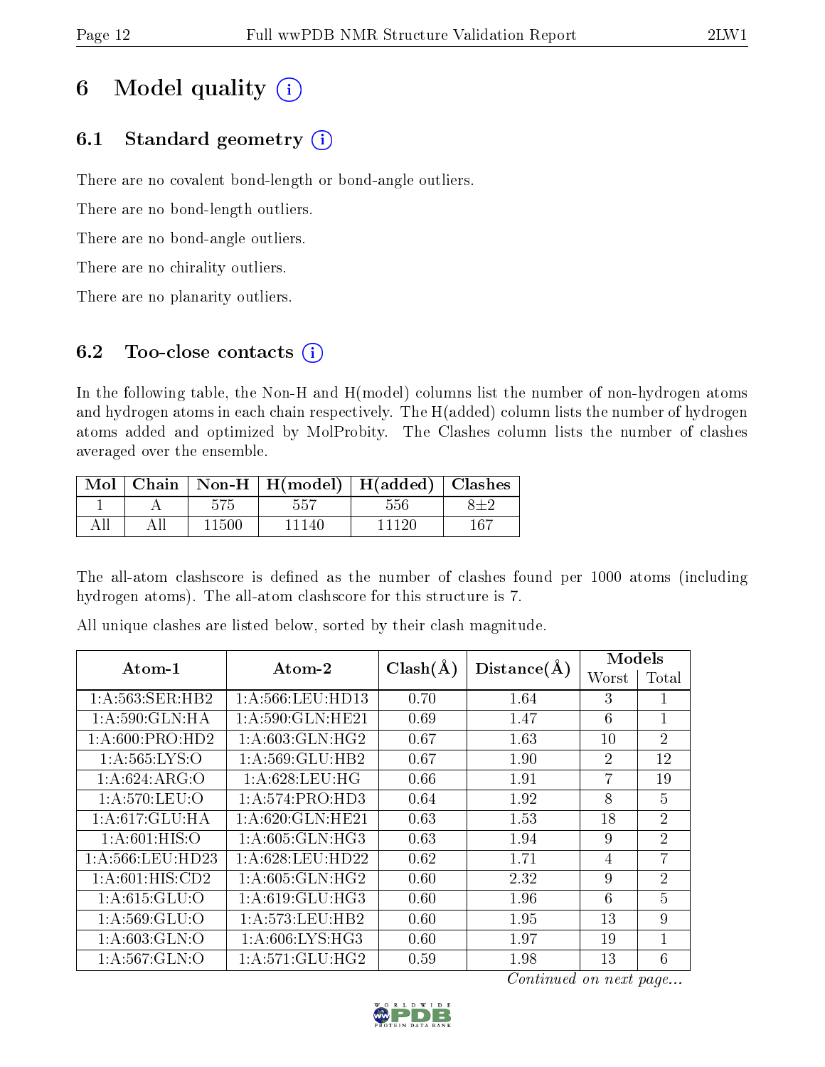# 6 Model quality (i)

## 6.1 Standard geometry (i)

There are no covalent bond-length or bond-angle outliers.

There are no bond-length outliers.

There are no bond-angle outliers.

There are no chirality outliers.

There are no planarity outliers.

## 6.2 Too-close contacts (i)

In the following table, the Non-H and H(model) columns list the number of non-hydrogen atoms and hydrogen atoms in each chain respectively. The H(added) column lists the number of hydrogen atoms added and optimized by MolProbity. The Clashes column lists the number of clashes averaged over the ensemble.

| Mol | Chain | Non-H | H(model) | H(added) | Clashes |
|---|---|---|---|---|---|
| 1 | A | 575 | 557 | 556 | 8±2 |
| All | All | 11500 | 11140 | 11120 | 167 |

The all-atom clashscore is defined as the number of clashes found per 1000 atoms (including hydrogen atoms). The all-atom clashscore for this structure is 7.

All unique clashes are listed below, sorted by their clash magnitude.

| Atom-1 | Atom-2 | Clash(Å) | Distance(Å) | Models | |
|---|---|---|---|---|---|
| | | | | Worst | Total |
| 1:A:563:SER:HB2 | 1:A:566:LEU:HD13 | 0.70 | 1.64 | 3 | 1 |
| 1:A:590:GLN:HA | 1:A:590:GLN:HE21 | 0.69 | 1.47 | 6 | 1 |
| 1:A:600:PRO:HD2 | 1:A:603:GLN:HG2 | 0.67 | 1.63 | 10 | 2 |
| 1:A:565:LYS:O | 1:A:569:GLU:HB2 | 0.67 | 1.90 | 2 | 12 |
| 1:A:624:ARG:O | 1:A:628:LEU:HG | 0.66 | 1.91 | 7 | 19 |
| 1:A:570:LEU:O | 1:A:574:PRO:HD3 | 0.64 | 1.92 | 8 | 5 |
| 1:A:617:GLU:HA | 1:A:620:GLN:HE21 | 0.63 | 1.53 | 18 | 2 |
| 1:A:601:HIS:O | 1:A:605:GLN:HG3 | 0.63 | 1.94 | 9 | 2 |
| 1:A:566:LEU:HD23 | 1:A:628:LEU:HD22 | 0.62 | 1.71 | 4 | 7 |
| 1:A:601:HIS:CD2 | 1:A:605:GLN:HG2 | 0.60 | 2.32 | 9 | 2 |
| 1:A:615:GLU:O | 1:A:619:GLU:HG3 | 0.60 | 1.96 | 6 | 5 |
| 1:A:569:GLU:O | 1:A:573:LEU:HB2 | 0.60 | 1.95 | 13 | 9 |
| 1:A:603:GLN:O | 1:A:606:LYS:HG3 | 0.60 | 1.97 | 19 | 1 |
| 1:A:567:GLN:O | 1:A:571:GLU:HG2 | 0.59 | 1.98 | 13 | 6 |

*Continued on next page...*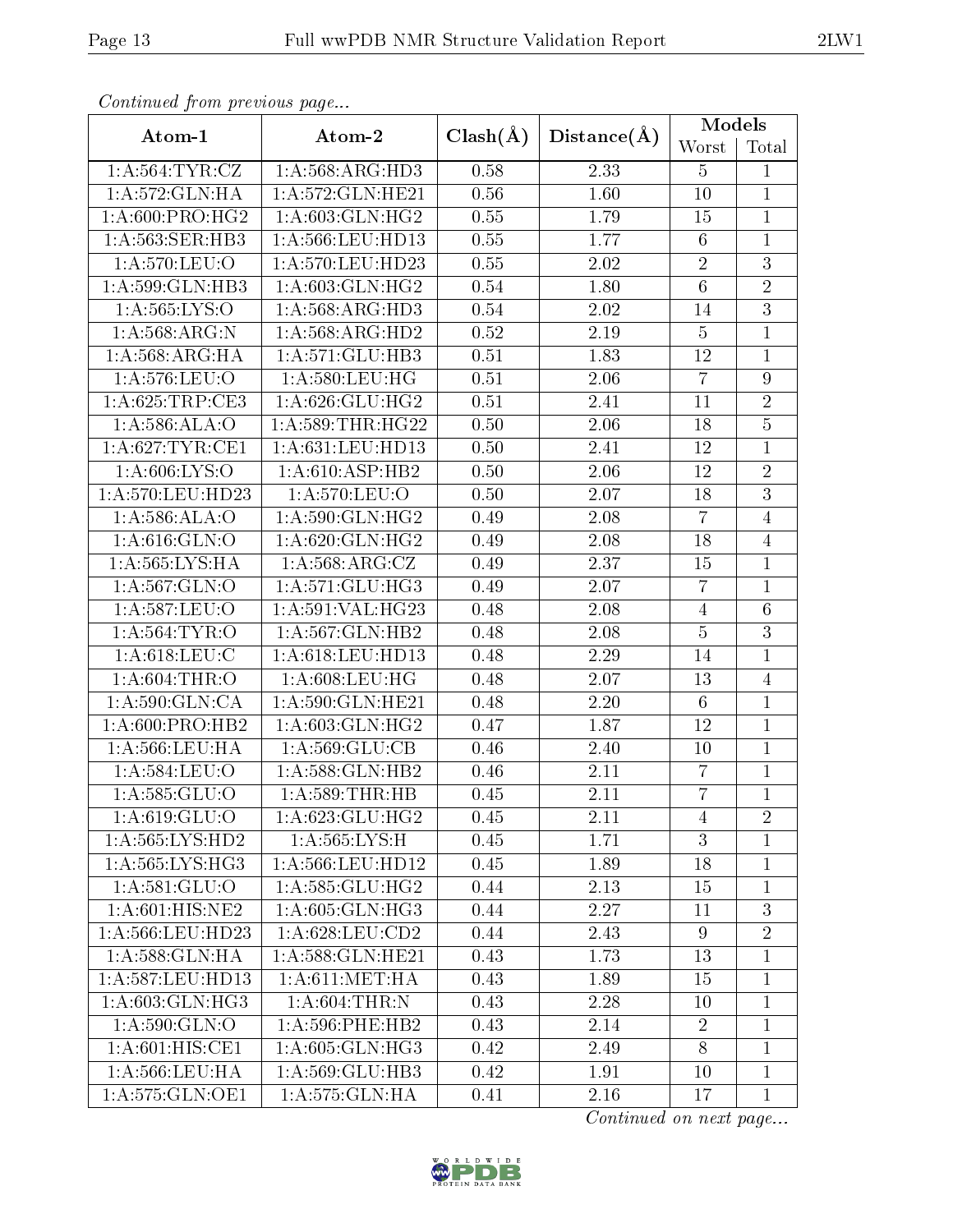*Continued from previous page...*

| Atom-1 | Atom-2 | Clash(Å) | Distance(Å) | Models | |
|---|---|---|---|---|---|
| | | | | Worst | Total |
| 1:A:564:TYR:CZ | 1:A:568:ARG:HD3 | 0.58 | 2.33 | 5 | 1 |
| 1:A:572:GLN:HA | 1:A:572:GLN:HE21 | 0.56 | 1.60 | 10 | 1 |
| 1:A:600:PRO:HG2 | 1:A:603:GLN:HG2 | 0.55 | 1.79 | 15 | 1 |
| 1:A:563:SER:HB3 | 1:A:566:LEU:HD13 | 0.55 | 1.77 | 6 | 1 |
| 1:A:570:LEU:O | 1:A:570:LEU:HD23 | 0.55 | 2.02 | 2 | 3 |
| 1:A:599:GLN:HB3 | 1:A:603:GLN:HG2 | 0.54 | 1.80 | 6 | 2 |
| 1:A:565:LYS:O | 1:A:568:ARG:HD3 | 0.54 | 2.02 | 14 | 3 |
| 1:A:568:ARG:N | 1:A:568:ARG:HD2 | 0.52 | 2.19 | 5 | 1 |
| 1:A:568:ARG:HA | 1:A:571:GLU:HB3 | 0.51 | 1.83 | 12 | 1 |
| 1:A:576:LEU:O | 1:A:580:LEU:HG | 0.51 | 2.06 | 7 | 9 |
| 1:A:625:TRP:CE3 | 1:A:626:GLU:HG2 | 0.51 | 2.41 | 11 | 2 |
| 1:A:586:ALA:O | 1:A:589:THR:HG22 | 0.50 | 2.06 | 18 | 5 |
| 1:A:627:TYR:CE1 | 1:A:631:LEU:HD13 | 0.50 | 2.41 | 12 | 1 |
| 1:A:606:LYS:O | 1:A:610:ASP:HB2 | 0.50 | 2.06 | 12 | 2 |
| 1:A:570:LEU:HD23 | 1:A:570:LEU:O | 0.50 | 2.07 | 18 | 3 |
| 1:A:586:ALA:O | 1:A:590:GLN:HG2 | 0.49 | 2.08 | 7 | 4 |
| 1:A:616:GLN:O | 1:A:620:GLN:HG2 | 0.49 | 2.08 | 18 | 4 |
| 1:A:565:LYS:HA | 1:A:568:ARG:CZ | 0.49 | 2.37 | 15 | 1 |
| 1:A:567:GLN:O | 1:A:571:GLU:HG3 | 0.49 | 2.07 | 7 | 1 |
| 1:A:587:LEU:O | 1:A:591:VAL:HG23 | 0.48 | 2.08 | 4 | 6 |
| 1:A:564:TYR:O | 1:A:567:GLN:HB2 | 0.48 | 2.08 | 5 | 3 |
| 1:A:618:LEU:C | 1:A:618:LEU:HD13 | 0.48 | 2.29 | 14 | 1 |
| 1:A:604:THR:O | 1:A:608:LEU:HG | 0.48 | 2.07 | 13 | 4 |
| 1:A:590:GLN:CA | 1:A:590:GLN:HE21 | 0.48 | 2.20 | 6 | 1 |
| 1:A:600:PRO:HB2 | 1:A:603:GLN:HG2 | 0.47 | 1.87 | 12 | 1 |
| 1:A:566:LEU:HA | 1:A:569:GLU:CB | 0.46 | 2.40 | 10 | 1 |
| 1:A:584:LEU:O | 1:A:588:GLN:HB2 | 0.46 | 2.11 | 7 | 1 |
| 1:A:585:GLU:O | 1:A:589:THR:HB | 0.45 | 2.11 | 7 | 1 |
| 1:A:619:GLU:O | 1:A:623:GLU:HG2 | 0.45 | 2.11 | 4 | 2 |
| 1:A:565:LYS:HD2 | 1:A:565:LYS:H | 0.45 | 1.71 | 3 | 1 |
| 1:A:565:LYS:HG3 | 1:A:566:LEU:HD12 | 0.45 | 1.89 | 18 | 1 |
| 1:A:581:GLU:O | 1:A:585:GLU:HG2 | 0.44 | 2.13 | 15 | 1 |
| 1:A:601:HIS:NE2 | 1:A:605:GLN:HG3 | 0.44 | 2.27 | 11 | 3 |
| 1:A:566:LEU:HD23 | 1:A:628:LEU:CD2 | 0.44 | 2.43 | 9 | 2 |
| 1:A:588:GLN:HA | 1:A:588:GLN:HE21 | 0.43 | 1.73 | 13 | 1 |
| 1:A:587:LEU:HD13 | 1:A:611:MET:HA | 0.43 | 1.89 | 15 | 1 |
| 1:A:603:GLN:HG3 | 1:A:604:THR:N | 0.43 | 2.28 | 10 | 1 |
| 1:A:590:GLN:O | 1:A:596:PHE:HB2 | 0.43 | 2.14 | 2 | 1 |
| 1:A:601:HIS:CE1 | 1:A:605:GLN:HG3 | 0.42 | 2.49 | 8 | 1 |
| 1:A:566:LEU:HA | 1:A:569:GLU:HB3 | 0.42 | 1.91 | 10 | 1 |
| 1:A:575:GLN:OE1 | 1:A:575:GLN:HA | 0.41 | 2.16 | 17 | 1 |

*Continued on next page...*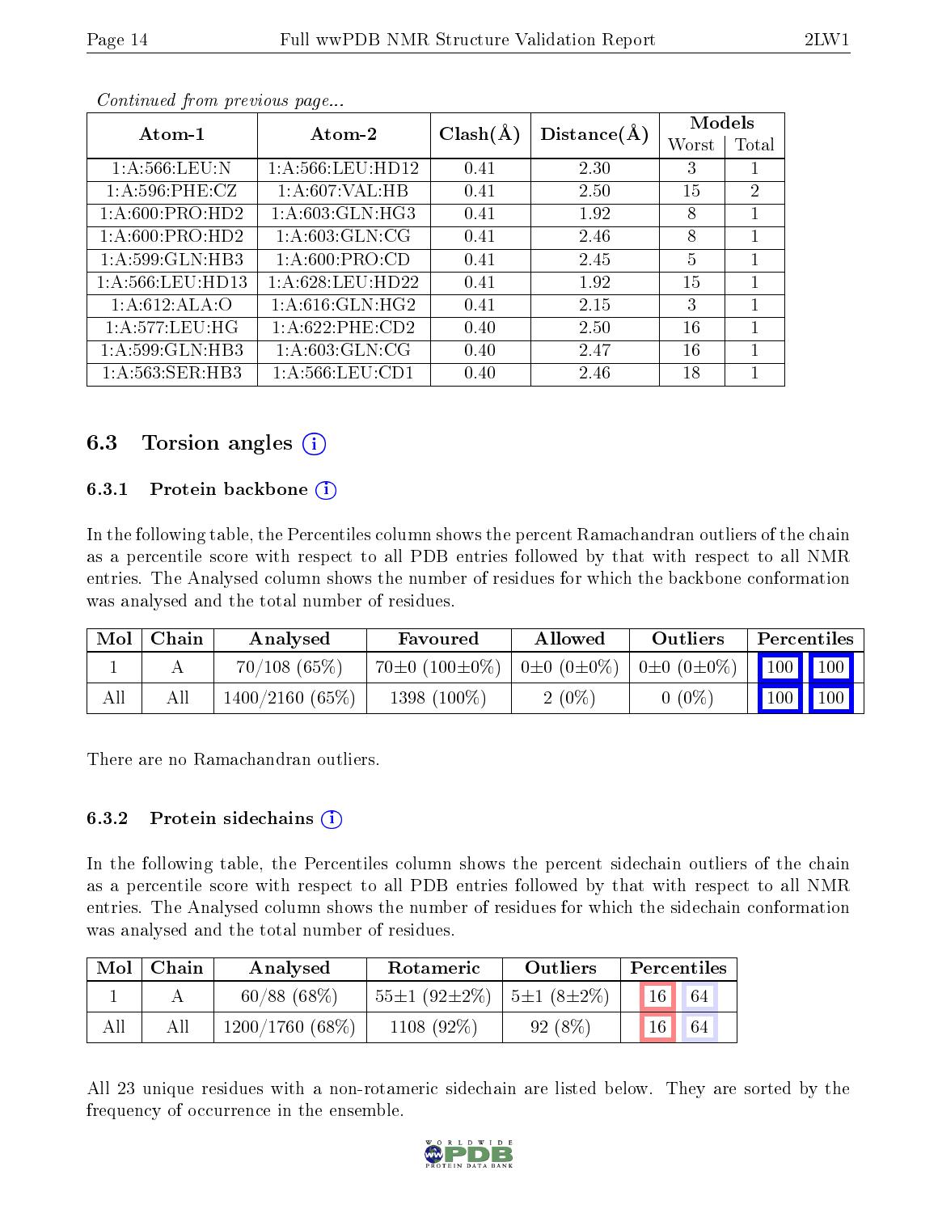*Continued from previous page...*

| Atom-1 | Atom-2 | Clash(Å) | Distance(Å) | Models | |
|---|---|---|---|---|---|
| | | | | Worst | Total |
| 1:A:566:LEU:N | 1:A:566:LEU:HD12 | 0.41 | 2.30 | 3 | 1 |
| 1:A:596:PHE:CZ | 1:A:607:VAL:HB | 0.41 | 2.50 | 15 | 2 |
| 1:A:600:PRO:HD2 | 1:A:603:GLN:HG3 | 0.41 | 1.92 | 8 | 1 |
| 1:A:600:PRO:HD2 | 1:A:603:GLN:CG | 0.41 | 2.46 | 8 | 1 |
| 1:A:599:GLN:HB3 | 1:A:600:PRO:CD | 0.41 | 2.45 | 5 | 1 |
| 1:A:566:LEU:HD13 | 1:A:628:LEU:HD22 | 0.41 | 1.92 | 15 | 1 |
| 1:A:612:ALA:O | 1:A:616:GLN:HG2 | 0.41 | 2.15 | 3 | 1 |
| 1:A:577:LEU:HG | 1:A:622:PHE:CD2 | 0.40 | 2.50 | 16 | 1 |
| 1:A:599:GLN:HB3 | 1:A:603:GLN:CG | 0.40 | 2.47 | 16 | 1 |
| 1:A:563:SER:HB3 | 1:A:566:LEU:CD1 | 0.40 | 2.46 | 18 | 1 |

## 6.3 Torsion angles

### 6.3.1 Protein backbone

In the following table, the Percentiles column shows the percent Ramachandran outliers of the chain as a percentile score with respect to all PDB entries followed by that with respect to all NMR entries. The Analysed column shows the number of residues for which the backbone conformation was analysed and the total number of residues.

| Mol | Chain | Analysed | Favoured | Allowed | Outliers | Percentiles | |
|---|---|---|---|---|---|---|---|
| 1 | A | 70/108 (65%) | 70±0 (100±0%) | 0±0 (0±0%) | 0±0 (0±0%) | 100 | 100 |
| All | All | 1400/2160 (65%) | 1398 (100%) | 2 (0%) | 0 (0%) | 100 | 100 |

There are no Ramachandran outliers.

### 6.3.2 Protein sidechains

In the following table, the Percentiles column shows the percent sidechain outliers of the chain as a percentile score with respect to all PDB entries followed by that with respect to all NMR entries. The Analysed column shows the number of residues for which the sidechain conformation was analysed and the total number of residues.

| Mol | Chain | Analysed | Rotameric | Outliers | Percentiles | |
|---|---|---|---|---|---|---|
| 1 | A | 60/88 (68%) | 55±1 (92±2%) | 5±1 (8±2%) | 16 | 64 |
| All | All | 1200/1760 (68%) | 1108 (92%) | 92 (8%) | 16 | 64 |

All 23 unique residues with a non-rotameric sidechain are listed below. They are sorted by the frequency of occurrence in the ensemble.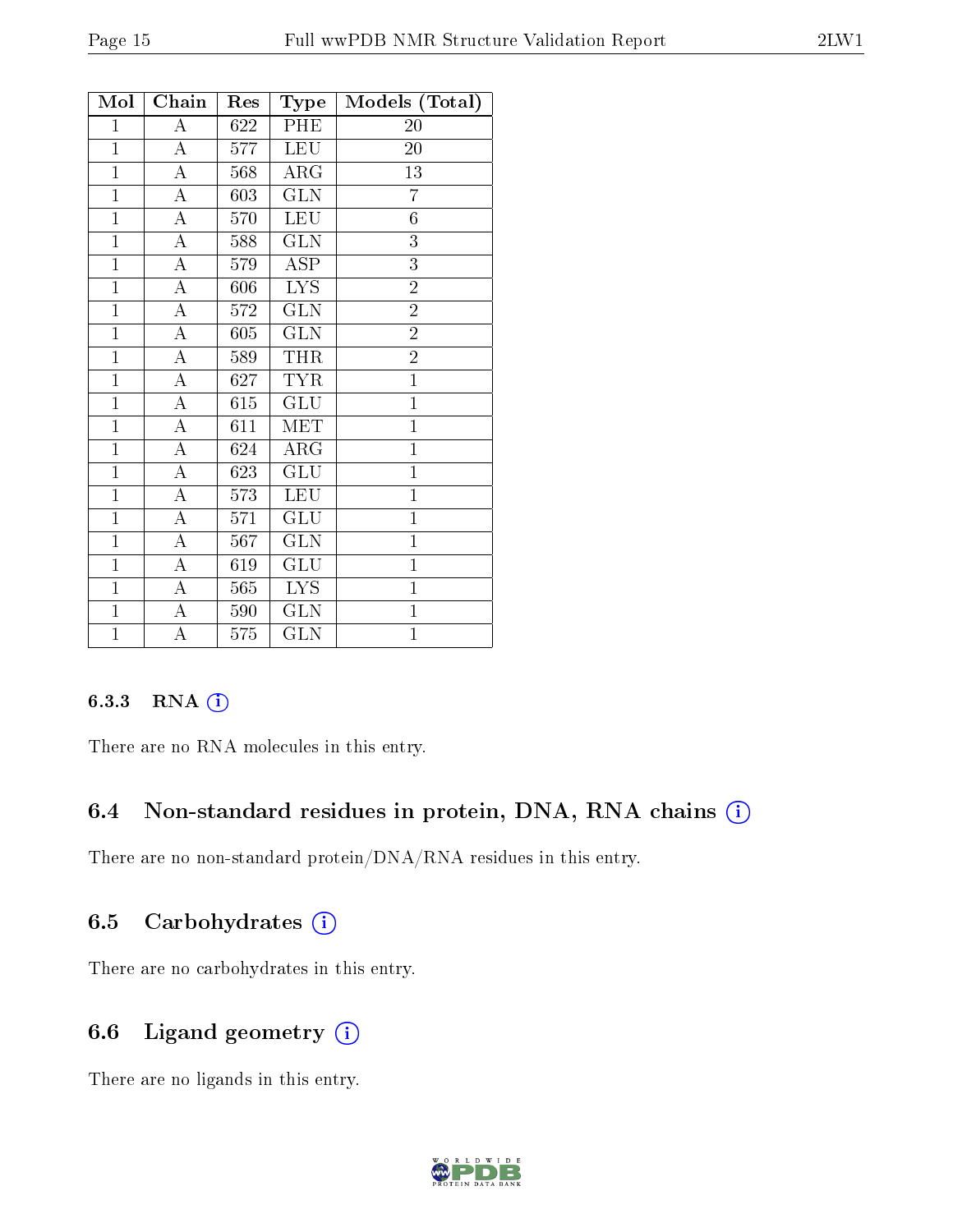| Mol | Chain | Res | Type | Models (Total) |
|---|---|---|---|---|
| 1 | A | 622 | PHE | 20 |
| 1 | A | 577 | LEU | 20 |
| 1 | A | 568 | ARG | 13 |
| 1 | A | 603 | GLN | 7 |
| 1 | A | 570 | LEU | 6 |
| 1 | A | 588 | GLN | 3 |
| 1 | A | 579 | ASP | 3 |
| 1 | A | 606 | LYS | 2 |
| 1 | A | 572 | GLN | 2 |
| 1 | A | 605 | GLN | 2 |
| 1 | A | 589 | THR | 2 |
| 1 | A | 627 | TYR | 1 |
| 1 | A | 615 | GLU | 1 |
| 1 | A | 611 | MET | 1 |
| 1 | A | 624 | ARG | 1 |
| 1 | A | 623 | GLU | 1 |
| 1 | A | 573 | LEU | 1 |
| 1 | A | 571 | GLU | 1 |
| 1 | A | 567 | GLN | 1 |
| 1 | A | 619 | GLU | 1 |
| 1 | A | 565 | LYS | 1 |
| 1 | A | 590 | GLN | 1 |
| 1 | A | 575 | GLN | 1 |

#### 6.3.3 RNA

There are no RNA molecules in this entry.

### 6.4 Non-standard residues in protein, DNA, RNA chains

There are no non-standard protein/DNA/RNA residues in this entry.

### 6.5 Carbohydrates

There are no carbohydrates in this entry.

### 6.6 Ligand geometry

There are no ligands in this entry.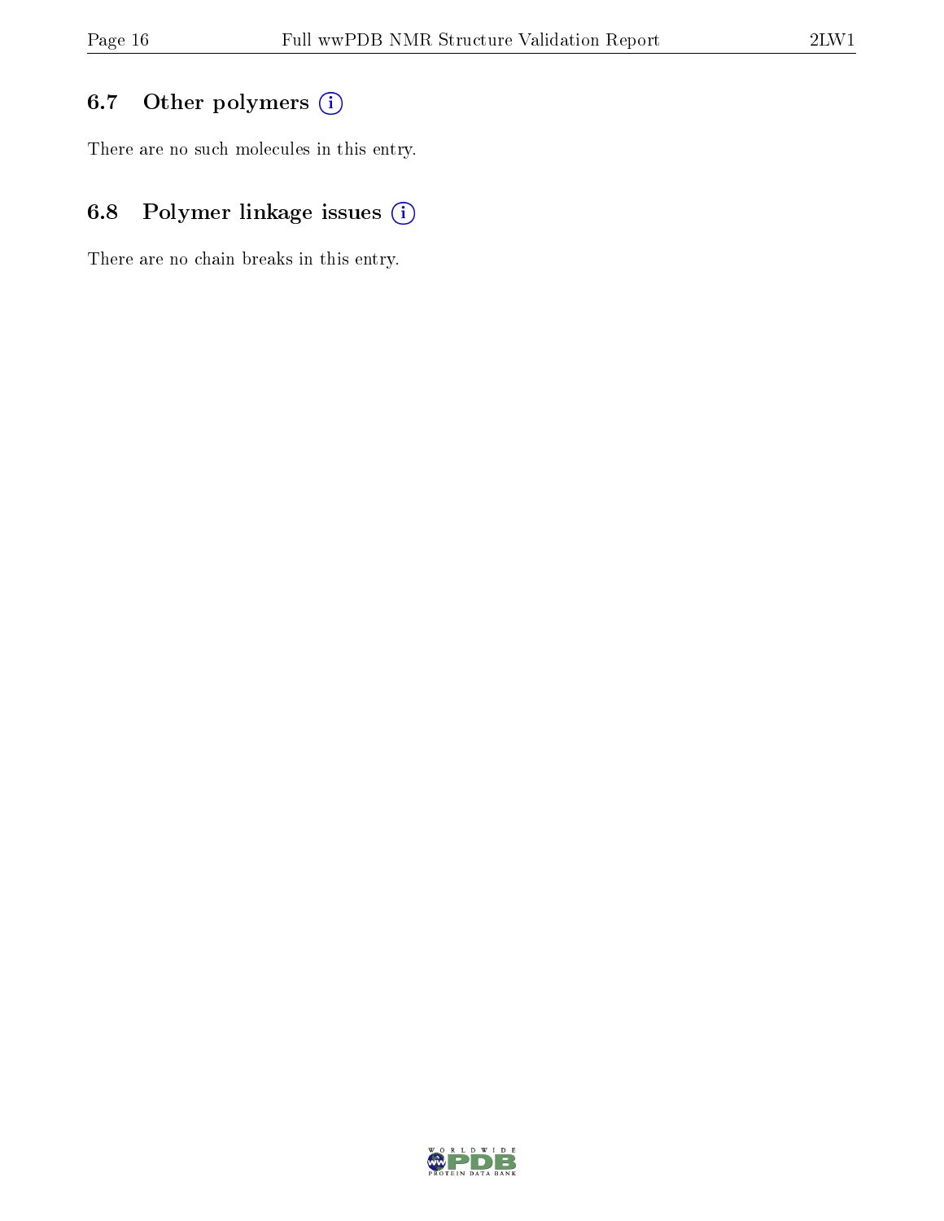### 6.7 Other polymers (i)

There are no such molecules in this entry.

### 6.8 Polymer linkage issues (i)

There are no chain breaks in this entry.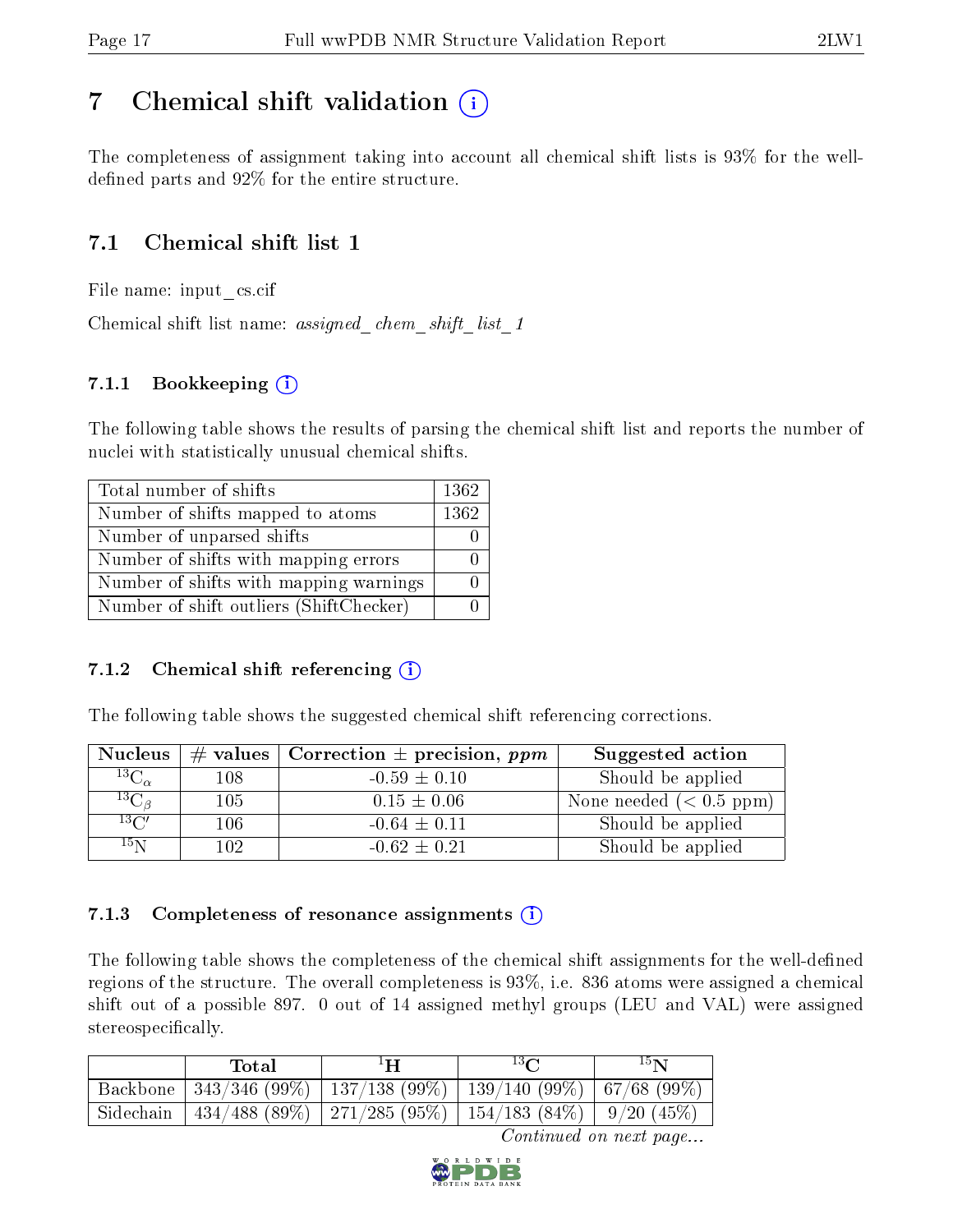# 7 Chemical shift validation ⓘ

The completeness of assignment taking into account all chemical shift lists is 93% for the well-defined parts and 92% for the entire structure.

## 7.1 Chemical shift list 1

File name: input_cs.cif

Chemical shift list name: *assigned_chem_shift_list_1*

### 7.1.1 Bookkeeping ⓘ

The following table shows the results of parsing the chemical shift list and reports the number of nuclei with statistically unusual chemical shifts.

| Total number of shifts | 1362 |
|---|---|
| Number of shifts mapped to atoms | 1362 |
| Number of unparsed shifts | 0 |
| Number of shifts with mapping errors | 0 |
| Number of shifts with mapping warnings | 0 |
| Number of shift outliers (ShiftChecker) | 0 |

### 7.1.2 Chemical shift referencing ⓘ

The following table shows the suggested chemical shift referencing corrections.

| Nucleus | # values | Correction ± precision, *ppm* | Suggested action |
|---|---|---|---|
| $^{13}C_{\alpha}$ | 108 | -0.59 ± 0.10 | Should be applied |
| $^{13}C_{\beta}$ | 105 | 0.15 ± 0.06 | None needed (< 0.5 ppm) |
| $^{13}C'$ | 106 | -0.64 ± 0.11 | Should be applied |
| $^{15}N$ | 102 | -0.62 ± 0.21 | Should be applied |

### 7.1.3 Completeness of resonance assignments ⓘ

The following table shows the completeness of the chemical shift assignments for the well-defined regions of the structure. The overall completeness is 93%, i.e. 836 atoms were assigned a chemical shift out of a possible 897. 0 out of 14 assigned methyl groups (LEU and VAL) were assigned stereospecifically.

| | Total | $^{1}H$ | $^{13}C$ | $^{15}N$ |
|---|---|---|---|---|
| Backbone | 343/346 (99%) | 137/138 (99%) | 139/140 (99%) | 67/68 (99%) |
| Sidechain | 434/488 (89%) | 271/285 (95%) | 154/183 (84%) | 9/20 (45%) |

*Continued on next page...*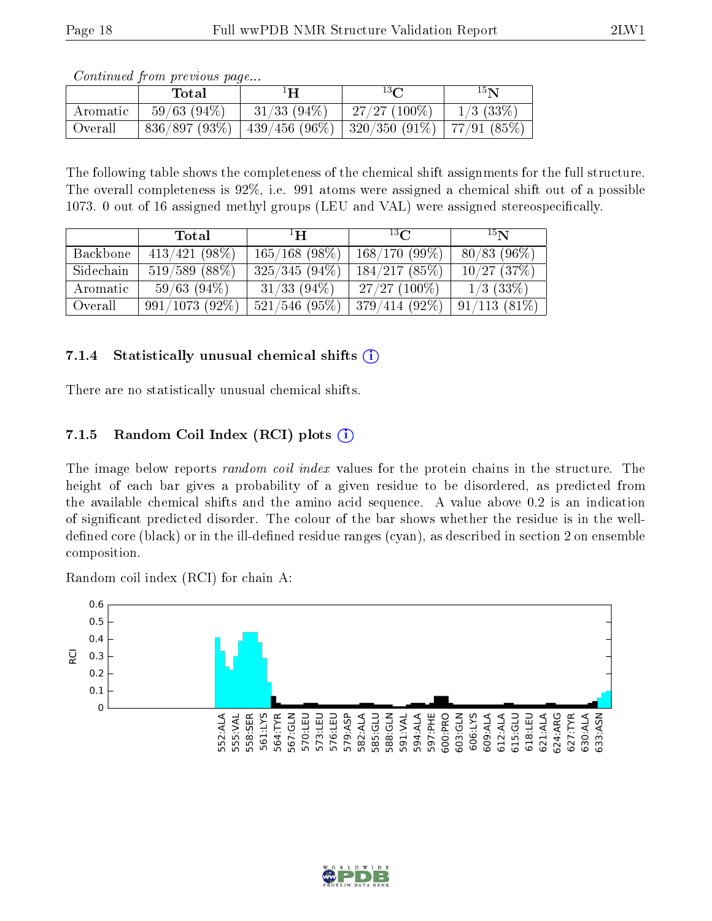*Continued from previous page...*

| | Total | $^{1}$H | $^{13}$C | $^{15}$N |
|---|---|---|---|---|
| Aromatic | 59/63 (94%) | 31/33 (94%) | 27/27 (100%) | 1/3 (33%) |
| Overall | 836/897 (93%) | 439/456 (96%) | 320/350 (91%) | 77/91 (85%) |

The following table shows the completeness of the chemical shift assignments for the full structure. The overall completeness is 92%, i.e. 991 atoms were assigned a chemical shift out of a possible 1073. 0 out of 16 assigned methyl groups (LEU and VAL) were assigned stereospecifically.

| | Total | $^{1}$H | $^{13}$C | $^{15}$N |
|---|---|---|---|---|
| Backbone | 413/421 (98%) | 165/168 (98%) | 168/170 (99%) | 80/83 (96%) |
| Sidechain | 519/589 (88%) | 325/345 (94%) | 184/217 (85%) | 10/27 (37%) |
| Aromatic | 59/63 (94%) | 31/33 (94%) | 27/27 (100%) | 1/3 (33%) |
| Overall | 991/1073 (92%) | 521/546 (95%) | 379/414 (92%) | 91/113 (81%) |

### 7.1.4 Statistically unusual chemical shifts

There are no statistically unusual chemical shifts.

### 7.1.5 Random Coil Index (RCI) plots

The image below reports *random coil index* values for the protein chains in the structure. The height of each bar gives a probability of a given residue to be disordered, as predicted from the available chemical shifts and the amino acid sequence. A value above 0.2 is an indication of significant predicted disorder. The colour of the bar shows whether the residue is in the well-defined core (black) or in the ill-defined residue ranges (cyan), as described in section 2 on ensemble composition.

Random coil index (RCI) for chain A:

RCI
0.6
0.5
0.4
0.3
0.2
0.1
0
552:ALA 555:VAL 558:SER 561:LYS 564:TYR 567:GLN 570:LEU 573:LEU 576:LEU 579:ASP 582:ALA 585:GLU 588:GLN 591:VAL 594:ALA 597:PHE 600:PRO 603:GLN 606:LYS 609:ALA 612:ALA 615:GLU 618:LEU 621:ALA 624:ARG 627:TYR 630:ALA 633:ASN